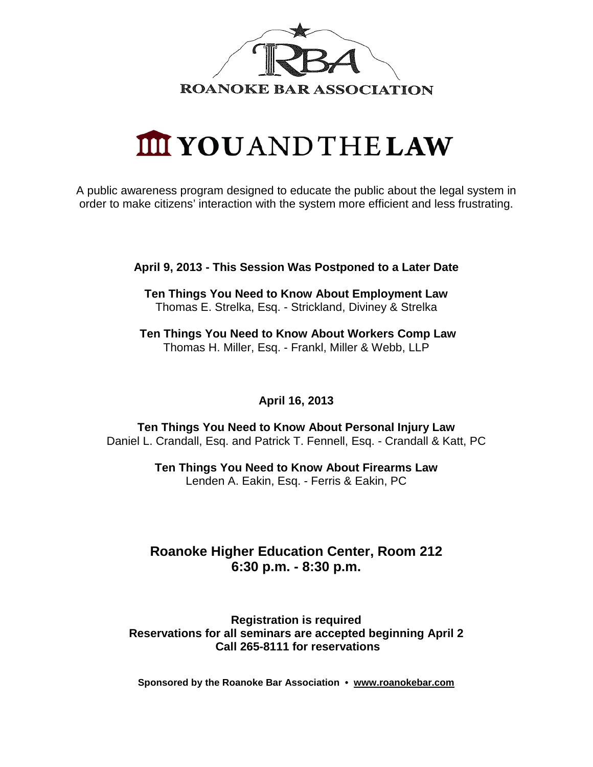RBA

ROANOKE BAR ASSOCIATION

# YOU AND THE LAW

A public awareness program designed to educate the public about the legal system in order to make citizens' interaction with the system more efficient and less frustrating.

**April 9, 2013 - This Session Was Postponed to a Later Date**

**Ten Things You Need to Know About Employment Law**
Thomas E. Strelka, Esq. - Strickland, Diviney & Strelka

**Ten Things You Need to Know About Workers Comp Law**
Thomas H. Miller, Esq. - Frankl, Miller & Webb, LLP

**April 16, 2013**

**Ten Things You Need to Know About Personal Injury Law**
Daniel L. Crandall, Esq. and Patrick T. Fennell, Esq. - Crandall & Katt, PC

**Ten Things You Need to Know About Firearms Law**
Lenden A. Eakin, Esq. - Ferris & Eakin, PC

**Roanoke Higher Education Center, Room 212**
**6:30 p.m. - 8:30 p.m.**

**Registration is required**
**Reservations for all seminars are accepted beginning April 2**
**Call 265-8111 for reservations**

**Sponsored by the Roanoke Bar Association • www.roanokebar.com**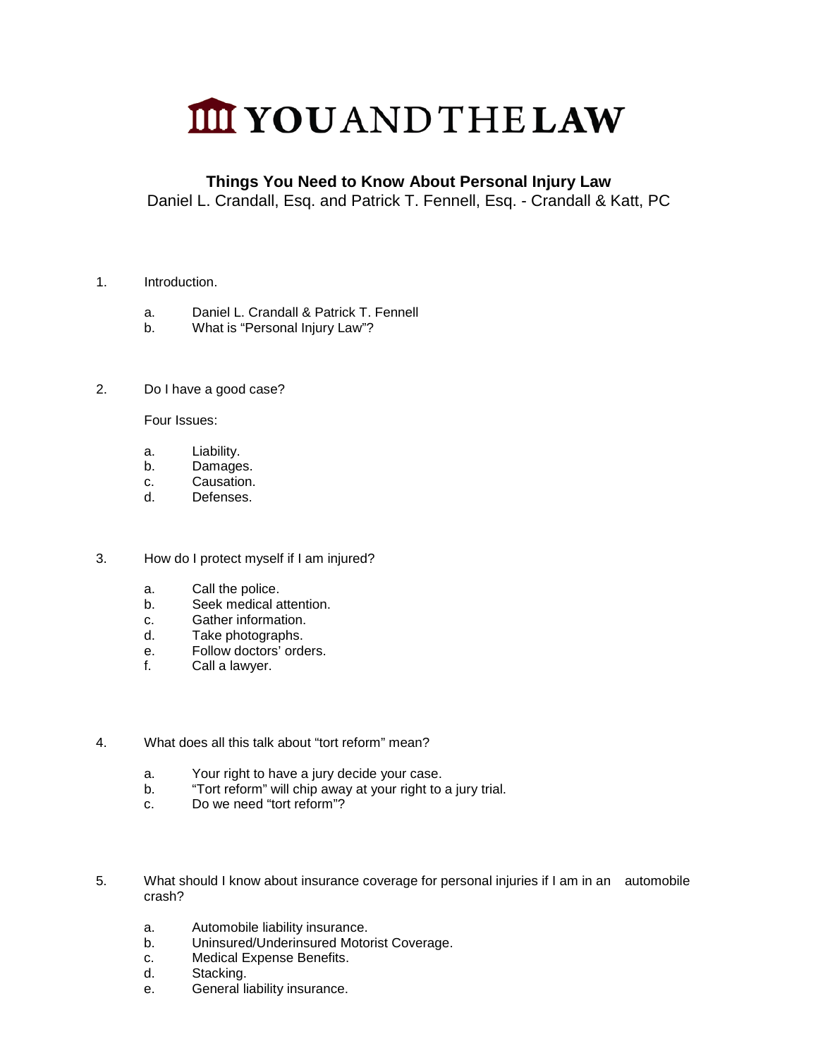# YOU AND THE LAW

**Things You Need to Know About Personal Injury Law**
Daniel L. Crandall, Esq. and Patrick T. Fennell, Esq. - Crandall & Katt, PC

1. Introduction.

   a. Daniel L. Crandall & Patrick T. Fennell
   b. What is "Personal Injury Law"?

2. Do I have a good case?

   Four Issues:

   a. Liability.
   b. Damages.
   c. Causation.
   d. Defenses.

3. How do I protect myself if I am injured?

   a. Call the police.
   b. Seek medical attention.
   c. Gather information.
   d. Take photographs.
   e. Follow doctors' orders.
   f. Call a lawyer.

4. What does all this talk about "tort reform" mean?

   a. Your right to have a jury decide your case.
   b. "Tort reform" will chip away at your right to a jury trial.
   c. Do we need "tort reform"?

5. What should I know about insurance coverage for personal injuries if I am in an automobile crash?

   a. Automobile liability insurance.
   b. Uninsured/Underinsured Motorist Coverage.
   c. Medical Expense Benefits.
   d. Stacking.
   e. General liability insurance.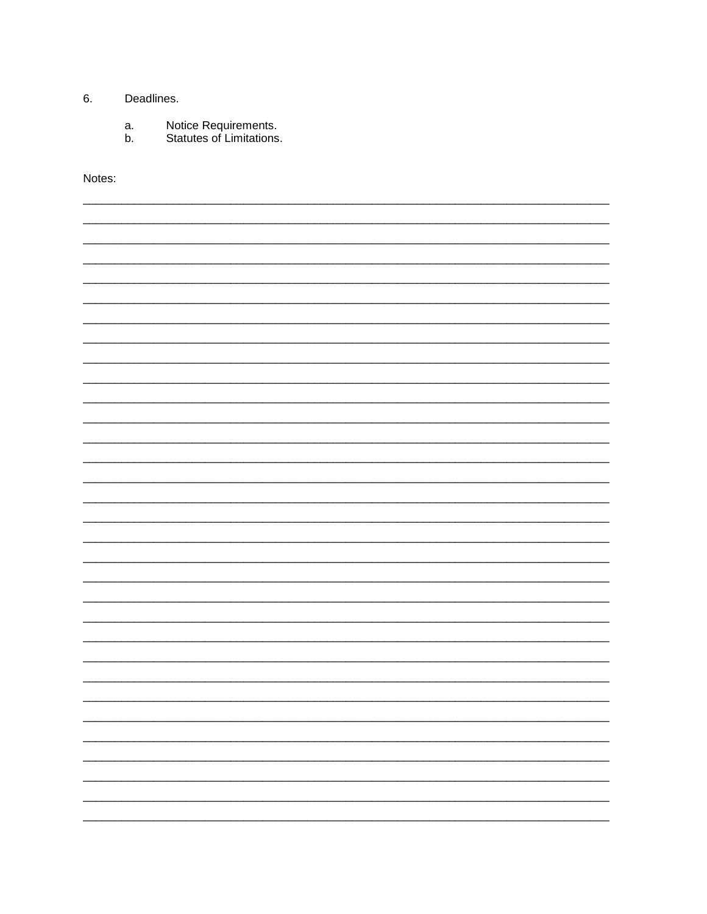6. Deadlines.

   a. Notice Requirements.
   b. Statutes of Limitations.

Notes:

________________________________________________________________________________
________________________________________________________________________________
________________________________________________________________________________
________________________________________________________________________________
________________________________________________________________________________
________________________________________________________________________________
________________________________________________________________________________
________________________________________________________________________________
________________________________________________________________________________
________________________________________________________________________________
________________________________________________________________________________
________________________________________________________________________________
________________________________________________________________________________
________________________________________________________________________________
________________________________________________________________________________
________________________________________________________________________________
________________________________________________________________________________
________________________________________________________________________________
________________________________________________________________________________
________________________________________________________________________________
________________________________________________________________________________
________________________________________________________________________________
________________________________________________________________________________
________________________________________________________________________________
________________________________________________________________________________
________________________________________________________________________________
________________________________________________________________________________
________________________________________________________________________________
________________________________________________________________________________
________________________________________________________________________________
________________________________________________________________________________
________________________________________________________________________________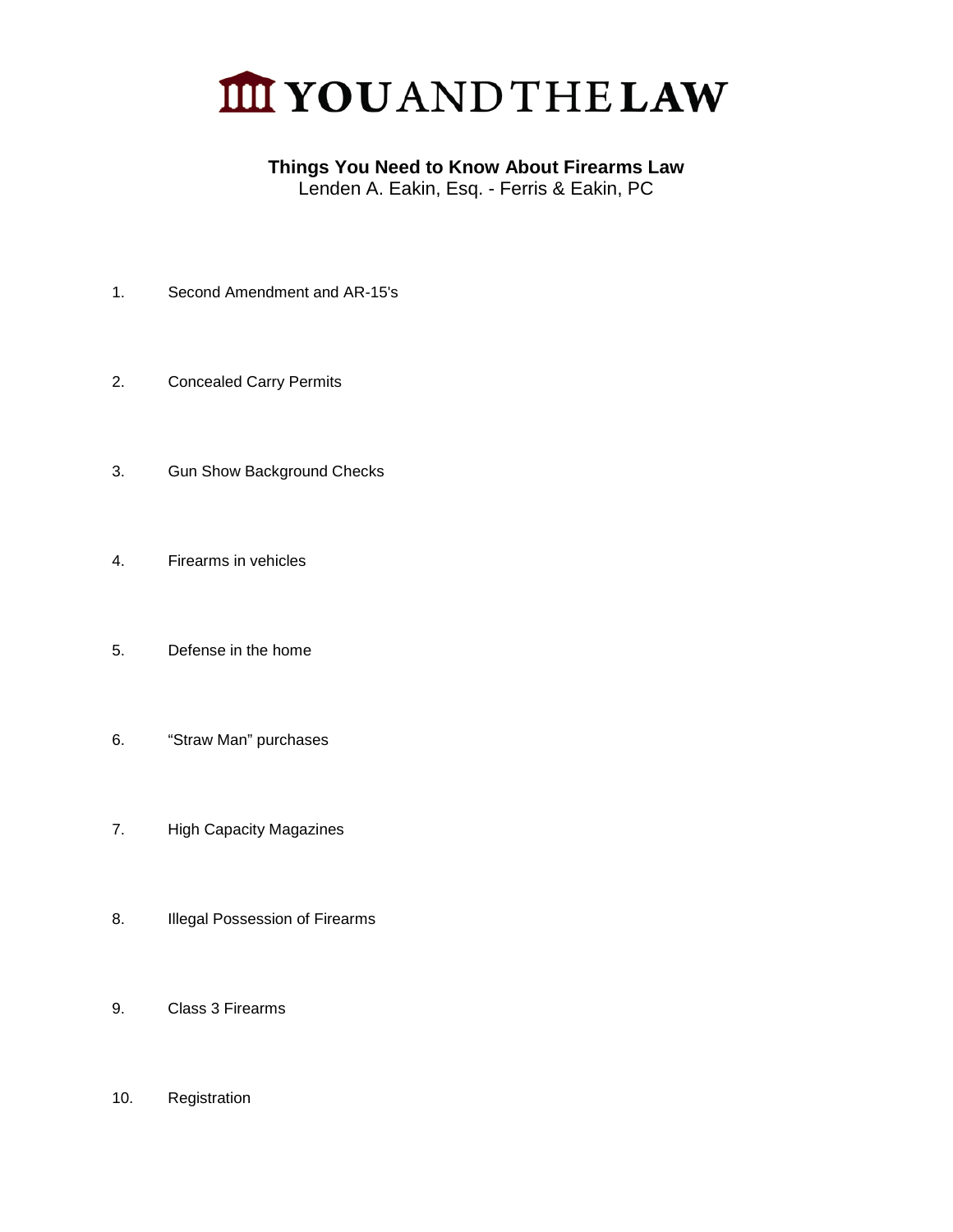# YOU AND THE LAW

**Things You Need to Know About Firearms Law**
Lenden A. Eakin, Esq. - Ferris & Eakin, PC

1. Second Amendment and AR-15's

2. Concealed Carry Permits

3. Gun Show Background Checks

4. Firearms in vehicles

5. Defense in the home

6. “Straw Man” purchases

7. High Capacity Magazines

8. Illegal Possession of Firearms

9. Class 3 Firearms

10. Registration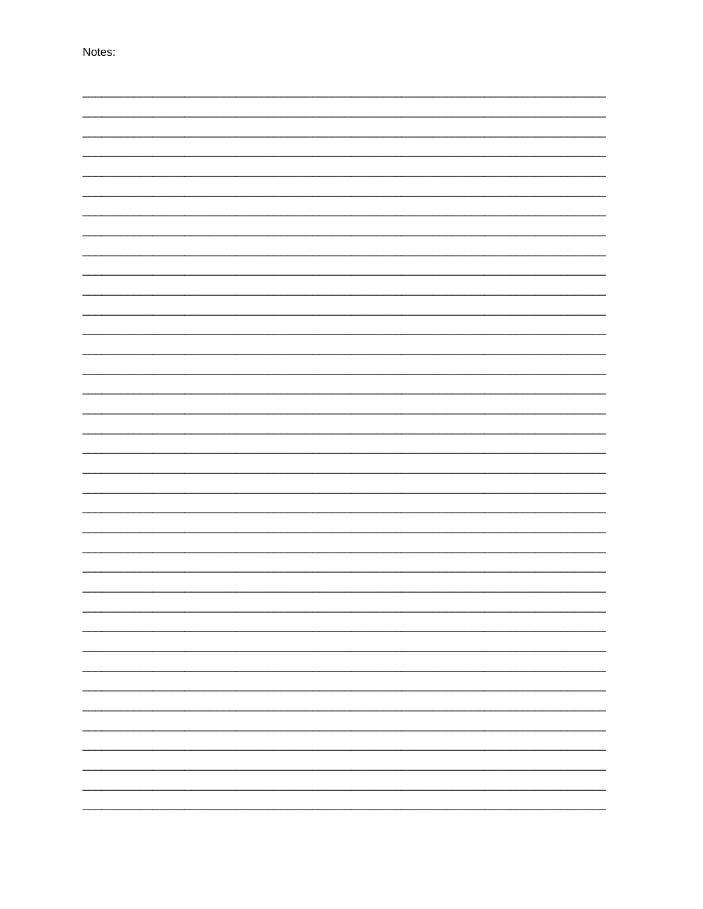Notes: